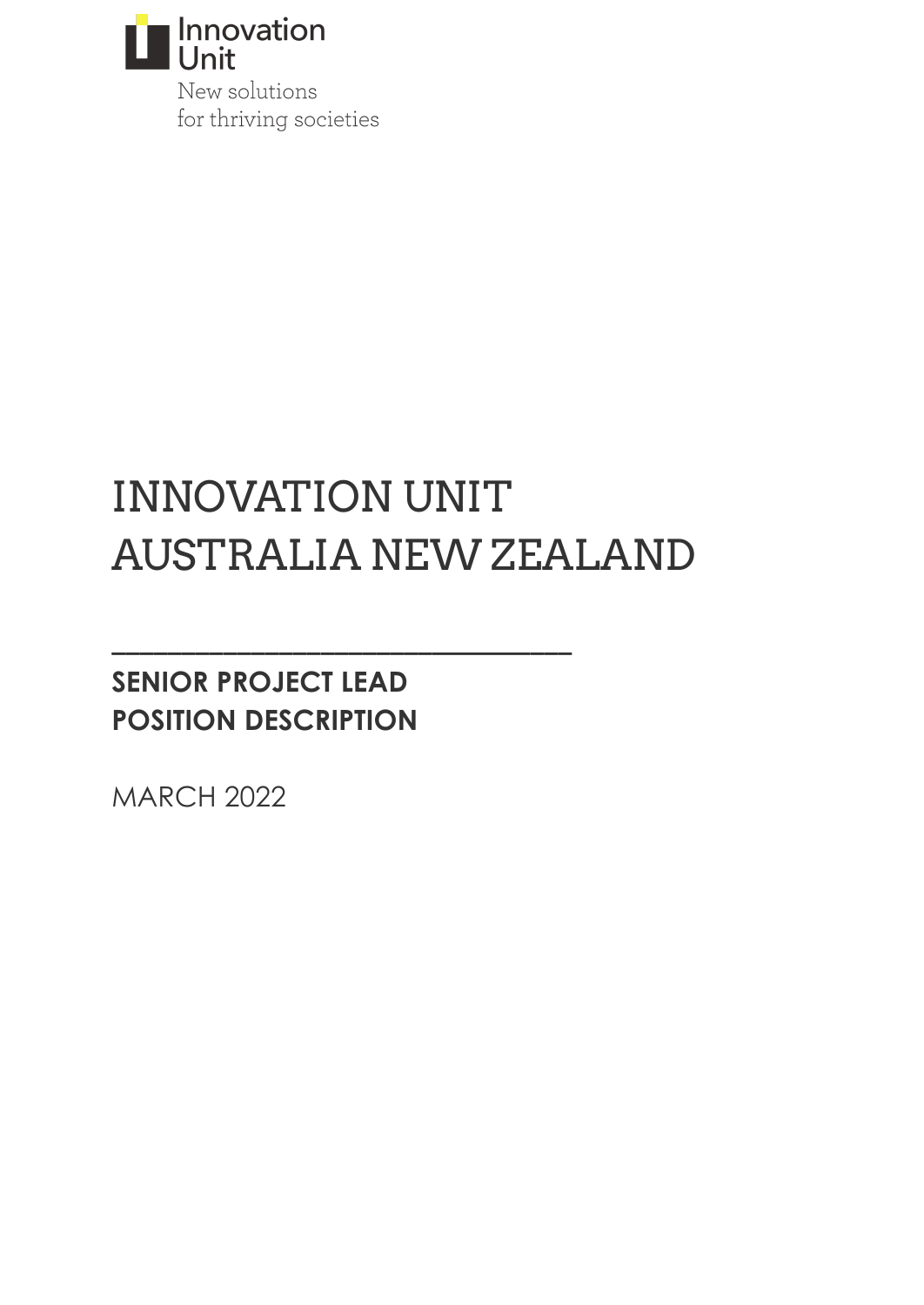Innovation Unit

New solutions for thriving societies

# INNOVATION UNIT AUSTRALIA NEW ZEALAND

---

## SENIOR PROJECT LEAD POSITION DESCRIPTION

MARCH 2022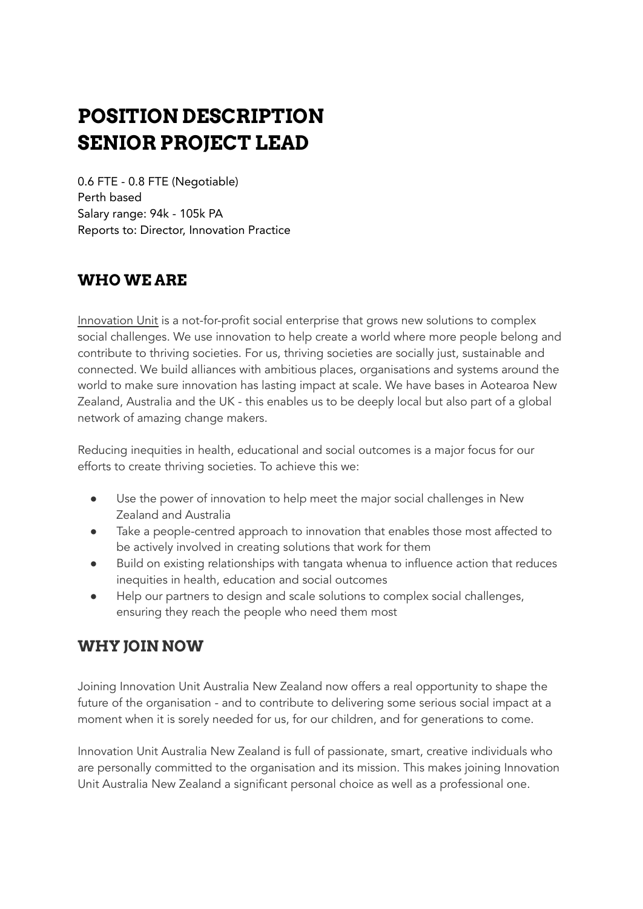# POSITION DESCRIPTION
# SENIOR PROJECT LEAD

0.6 FTE - 0.8 FTE (Negotiable)
Perth based
Salary range: 94k - 105k PA
Reports to: Director, Innovation Practice

## WHO WE ARE

Innovation Unit is a not-for-profit social enterprise that grows new solutions to complex social challenges. We use innovation to help create a world where more people belong and contribute to thriving societies. For us, thriving societies are socially just, sustainable and connected. We build alliances with ambitious places, organisations and systems around the world to make sure innovation has lasting impact at scale. We have bases in Aotearoa New Zealand, Australia and the UK - this enables us to be deeply local but also part of a global network of amazing change makers.

Reducing inequities in health, educational and social outcomes is a major focus for our efforts to create thriving societies. To achieve this we:

- Use the power of innovation to help meet the major social challenges in New Zealand and Australia
- Take a people-centred approach to innovation that enables those most affected to be actively involved in creating solutions that work for them
- Build on existing relationships with tangata whenua to influence action that reduces inequities in health, education and social outcomes
- Help our partners to design and scale solutions to complex social challenges, ensuring they reach the people who need them most

## WHY JOIN NOW

Joining Innovation Unit Australia New Zealand now offers a real opportunity to shape the future of the organisation - and to contribute to delivering some serious social impact at a moment when it is sorely needed for us, for our children, and for generations to come.

Innovation Unit Australia New Zealand is full of passionate, smart, creative individuals who are personally committed to the organisation and its mission. This makes joining Innovation Unit Australia New Zealand a significant personal choice as well as a professional one.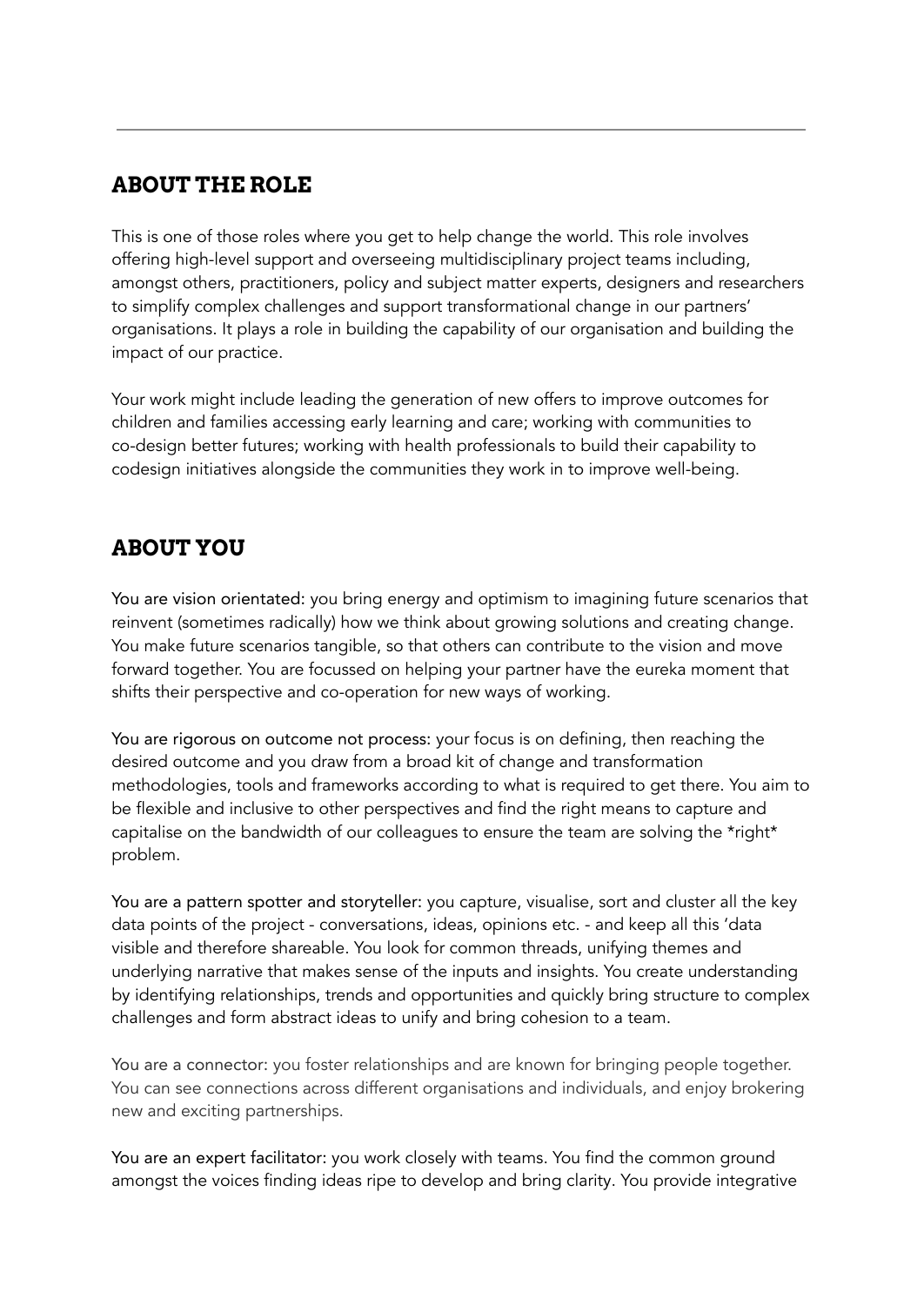---

## ABOUT THE ROLE

This is one of those roles where you get to help change the world. This role involves offering high-level support and overseeing multidisciplinary project teams including, amongst others, practitioners, policy and subject matter experts, designers and researchers to simplify complex challenges and support transformational change in our partners' organisations. It plays a role in building the capability of our organisation and building the impact of our practice.

Your work might include leading the generation of new offers to improve outcomes for children and families accessing early learning and care; working with communities to co-design better futures; working with health professionals to build their capability to codesign initiatives alongside the communities they work in to improve well-being.

## ABOUT YOU

You are vision orientated: you bring energy and optimism to imagining future scenarios that reinvent (sometimes radically) how we think about growing solutions and creating change. You make future scenarios tangible, so that others can contribute to the vision and move forward together. You are focussed on helping your partner have the eureka moment that shifts their perspective and co-operation for new ways of working.

You are rigorous on outcome not process: your focus is on defining, then reaching the desired outcome and you draw from a broad kit of change and transformation methodologies, tools and frameworks according to what is required to get there. You aim to be flexible and inclusive to other perspectives and find the right means to capture and capitalise on the bandwidth of our colleagues to ensure the team are solving the *right* problem.

You are a pattern spotter and storyteller: you capture, visualise, sort and cluster all the key data points of the project - conversations, ideas, opinions etc. - and keep all this 'data visible and therefore shareable. You look for common threads, unifying themes and underlying narrative that makes sense of the inputs and insights. You create understanding by identifying relationships, trends and opportunities and quickly bring structure to complex challenges and form abstract ideas to unify and bring cohesion to a team.

You are a connector: you foster relationships and are known for bringing people together. You can see connections across different organisations and individuals, and enjoy brokering new and exciting partnerships.

You are an expert facilitator: you work closely with teams. You find the common ground amongst the voices finding ideas ripe to develop and bring clarity. You provide integrative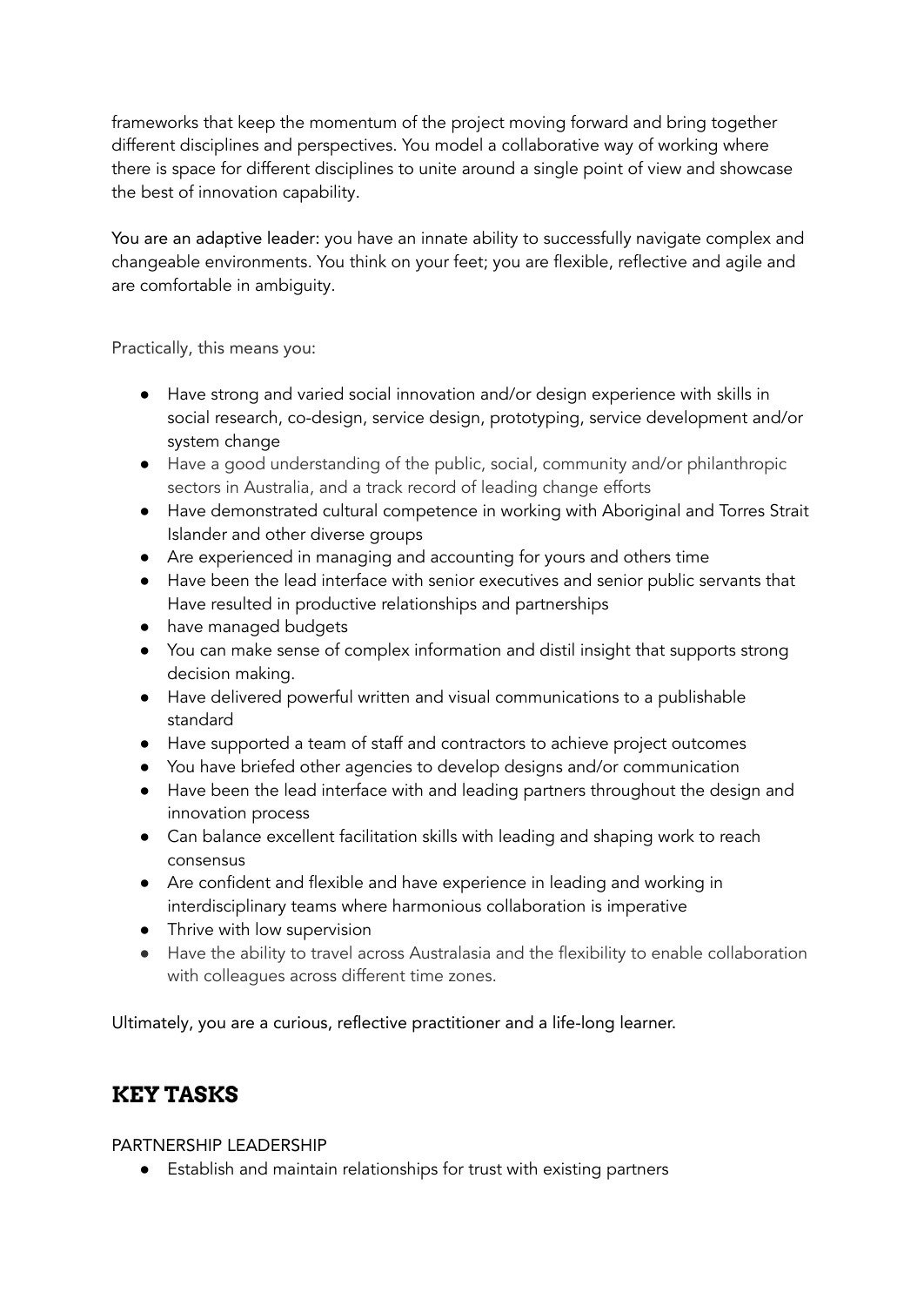frameworks that keep the momentum of the project moving forward and bring together different disciplines and perspectives. You model a collaborative way of working where there is space for different disciplines to unite around a single point of view and showcase the best of innovation capability.

You are an adaptive leader: you have an innate ability to successfully navigate complex and changeable environments. You think on your feet; you are flexible, reflective and agile and are comfortable in ambiguity.

Practically, this means you:

- Have strong and varied social innovation and/or design experience with skills in social research, co-design, service design, prototyping, service development and/or system change
- Have a good understanding of the public, social, community and/or philanthropic sectors in Australia, and a track record of leading change efforts
- Have demonstrated cultural competence in working with Aboriginal and Torres Strait Islander and other diverse groups
- Are experienced in managing and accounting for yours and others time
- Have been the lead interface with senior executives and senior public servants that Have resulted in productive relationships and partnerships
- have managed budgets
- You can make sense of complex information and distil insight that supports strong decision making.
- Have delivered powerful written and visual communications to a publishable standard
- Have supported a team of staff and contractors to achieve project outcomes
- You have briefed other agencies to develop designs and/or communication
- Have been the lead interface with and leading partners throughout the design and innovation process
- Can balance excellent facilitation skills with leading and shaping work to reach consensus
- Are confident and flexible and have experience in leading and working in interdisciplinary teams where harmonious collaboration is imperative
- Thrive with low supervision
- Have the ability to travel across Australasia and the flexibility to enable collaboration with colleagues across different time zones.

Ultimately, you are a curious, reflective practitioner and a life-long learner.

## KEY TASKS

PARTNERSHIP LEADERSHIP

- Establish and maintain relationships for trust with existing partners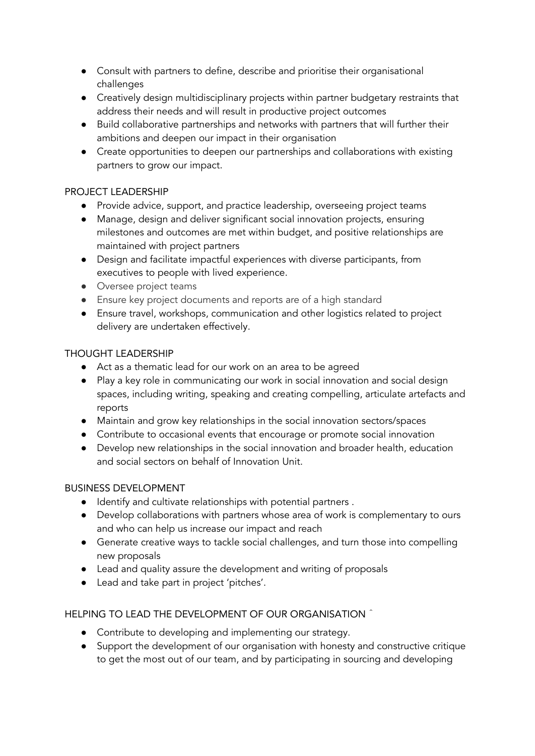- Consult with partners to define, describe and prioritise their organisational challenges
- Creatively design multidisciplinary projects within partner budgetary restraints that address their needs and will result in productive project outcomes
- Build collaborative partnerships and networks with partners that will further their ambitions and deepen our impact in their organisation
- Create opportunities to deepen our partnerships and collaborations with existing partners to grow our impact.

PROJECT LEADERSHIP

- Provide advice, support, and practice leadership, overseeing project teams
- Manage, design and deliver significant social innovation projects, ensuring milestones and outcomes are met within budget, and positive relationships are maintained with project partners
- Design and facilitate impactful experiences with diverse participants, from executives to people with lived experience.
- Oversee project teams
- Ensure key project documents and reports are of a high standard
- Ensure travel, workshops, communication and other logistics related to project delivery are undertaken effectively.

THOUGHT LEADERSHIP

- Act as a thematic lead for our work on an area to be agreed
- Play a key role in communicating our work in social innovation and social design spaces, including writing, speaking and creating compelling, articulate artefacts and reports
- Maintain and grow key relationships in the social innovation sectors/spaces
- Contribute to occasional events that encourage or promote social innovation
- Develop new relationships in the social innovation and broader health, education and social sectors on behalf of Innovation Unit.

BUSINESS DEVELOPMENT

- Identify and cultivate relationships with potential partners .
- Develop collaborations with partners whose area of work is complementary to ours and who can help us increase our impact and reach
- Generate creative ways to tackle social challenges, and turn those into compelling new proposals
- Lead and quality assure the development and writing of proposals
- Lead and take part in project 'pitches'.

HELPING TO LEAD THE DEVELOPMENT OF OUR ORGANISATION ˆ

- Contribute to developing and implementing our strategy.
- Support the development of our organisation with honesty and constructive critique to get the most out of our team, and by participating in sourcing and developing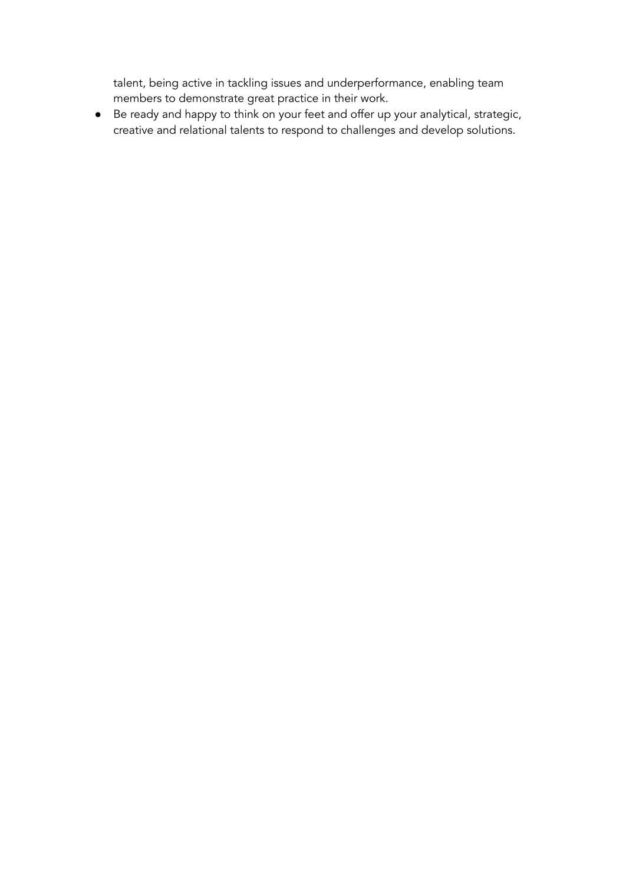talent, being active in tackling issues and underperformance, enabling team members to demonstrate great practice in their work.

- Be ready and happy to think on your feet and offer up your analytical, strategic, creative and relational talents to respond to challenges and develop solutions.